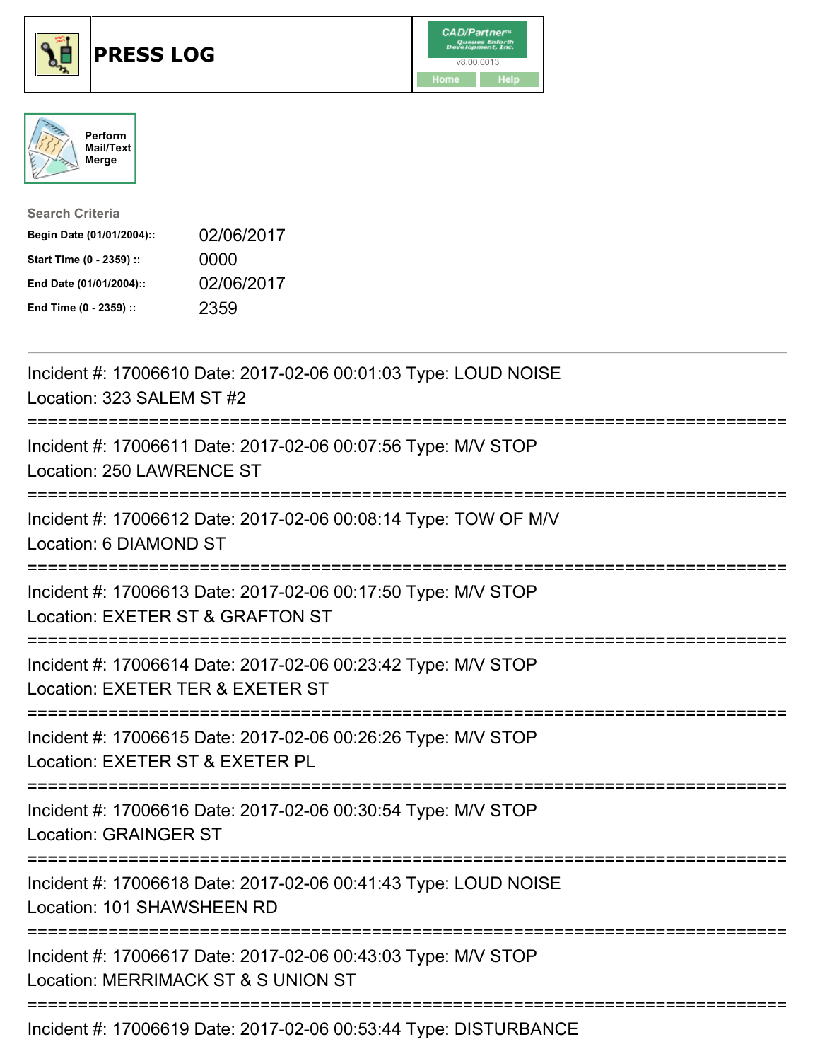# PRESS LOG

CAD/Partner
v8.00.0013
Home Help

Perform Mail/Text Merge

**Search Criteria**

| | |
|---|---|
| **Begin Date (01/01/2004)::** | 02/06/2017 |
| **Start Time (0 - 2359) ::** | 0000 |
| **End Date (01/01/2004)::** | 02/06/2017 |
| **End Time (0 - 2359) ::** | 2359 |

---

Incident #: 17006610 Date: 2017-02-06 00:01:03 Type: LOUD NOISE
Location: 323 SALEM ST #2

===========================================================================

Incident #: 17006611 Date: 2017-02-06 00:07:56 Type: M/V STOP
Location: 250 LAWRENCE ST

===========================================================================

Incident #: 17006612 Date: 2017-02-06 00:08:14 Type: TOW OF M/V
Location: 6 DIAMOND ST

===========================================================================

Incident #: 17006613 Date: 2017-02-06 00:17:50 Type: M/V STOP
Location: EXETER ST & GRAFTON ST

===========================================================================

Incident #: 17006614 Date: 2017-02-06 00:23:42 Type: M/V STOP
Location: EXETER TER & EXETER ST

===========================================================================

Incident #: 17006615 Date: 2017-02-06 00:26:26 Type: M/V STOP
Location: EXETER ST & EXETER PL

===========================================================================

Incident #: 17006616 Date: 2017-02-06 00:30:54 Type: M/V STOP
Location: GRAINGER ST

===========================================================================

Incident #: 17006618 Date: 2017-02-06 00:41:43 Type: LOUD NOISE
Location: 101 SHAWSHEEN RD

===========================================================================

Incident #: 17006617 Date: 2017-02-06 00:43:03 Type: M/V STOP
Location: MERRIMACK ST & S UNION ST

===========================================================================

Incident #: 17006619 Date: 2017-02-06 00:53:44 Type: DISTURBANCE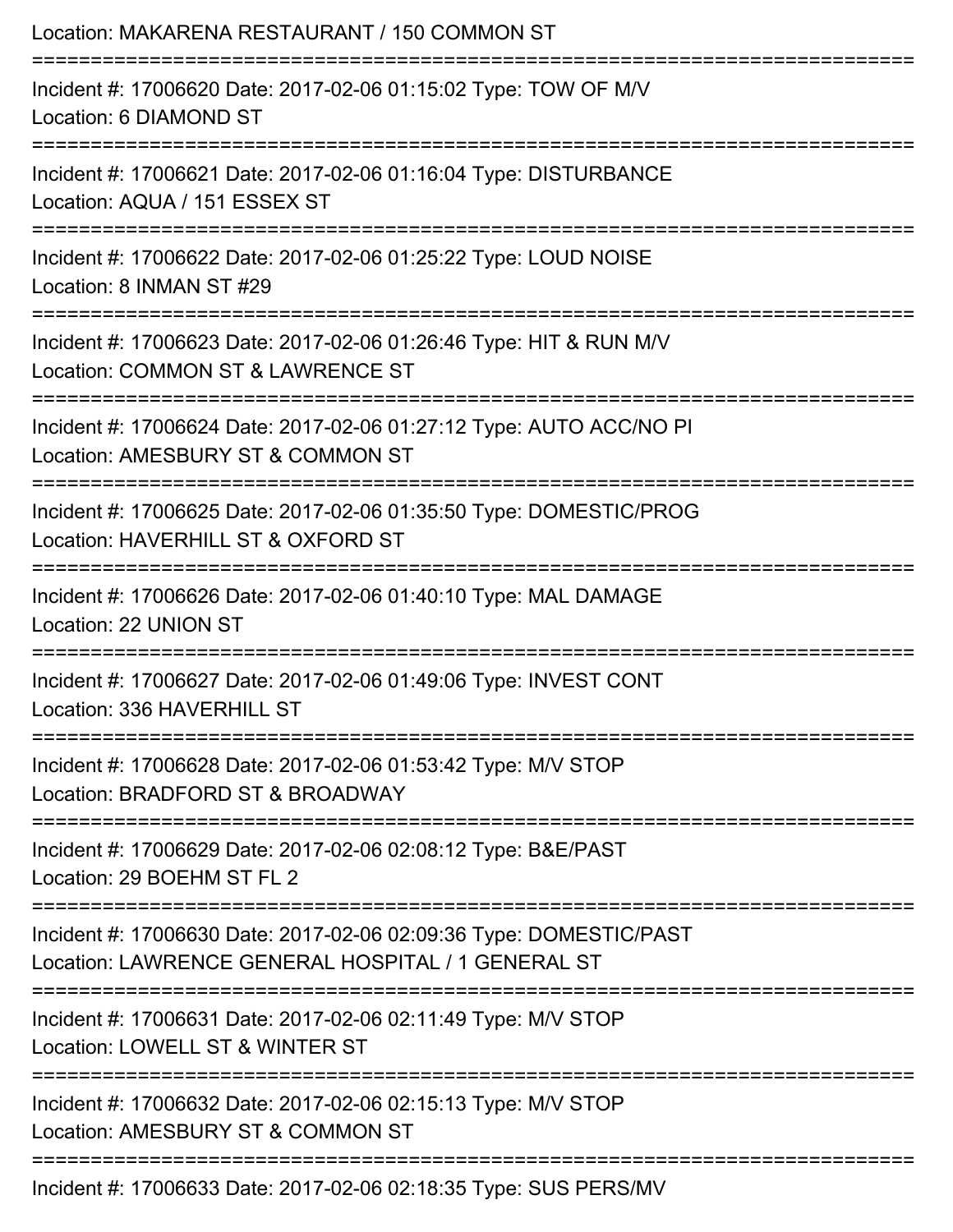Location: MAKARENA RESTAURANT / 150 COMMON ST

===========================================================================

Incident #: 17006620 Date: 2017-02-06 01:15:02 Type: TOW OF M/V
Location: 6 DIAMOND ST

===========================================================================

Incident #: 17006621 Date: 2017-02-06 01:16:04 Type: DISTURBANCE
Location: AQUA / 151 ESSEX ST

===========================================================================

Incident #: 17006622 Date: 2017-02-06 01:25:22 Type: LOUD NOISE
Location: 8 INMAN ST #29

===========================================================================

Incident #: 17006623 Date: 2017-02-06 01:26:46 Type: HIT & RUN M/V
Location: COMMON ST & LAWRENCE ST

===========================================================================

Incident #: 17006624 Date: 2017-02-06 01:27:12 Type: AUTO ACC/NO PI
Location: AMESBURY ST & COMMON ST

===========================================================================

Incident #: 17006625 Date: 2017-02-06 01:35:50 Type: DOMESTIC/PROG
Location: HAVERHILL ST & OXFORD ST

===========================================================================

Incident #: 17006626 Date: 2017-02-06 01:40:10 Type: MAL DAMAGE
Location: 22 UNION ST

===========================================================================

Incident #: 17006627 Date: 2017-02-06 01:49:06 Type: INVEST CONT
Location: 336 HAVERHILL ST

===========================================================================

Incident #: 17006628 Date: 2017-02-06 01:53:42 Type: M/V STOP
Location: BRADFORD ST & BROADWAY

===========================================================================

Incident #: 17006629 Date: 2017-02-06 02:08:12 Type: B&E/PAST
Location: 29 BOEHM ST FL 2

===========================================================================

Incident #: 17006630 Date: 2017-02-06 02:09:36 Type: DOMESTIC/PAST
Location: LAWRENCE GENERAL HOSPITAL / 1 GENERAL ST

===========================================================================

Incident #: 17006631 Date: 2017-02-06 02:11:49 Type: M/V STOP
Location: LOWELL ST & WINTER ST

===========================================================================

Incident #: 17006632 Date: 2017-02-06 02:15:13 Type: M/V STOP
Location: AMESBURY ST & COMMON ST

===========================================================================

Incident #: 17006633 Date: 2017-02-06 02:18:35 Type: SUS PERS/MV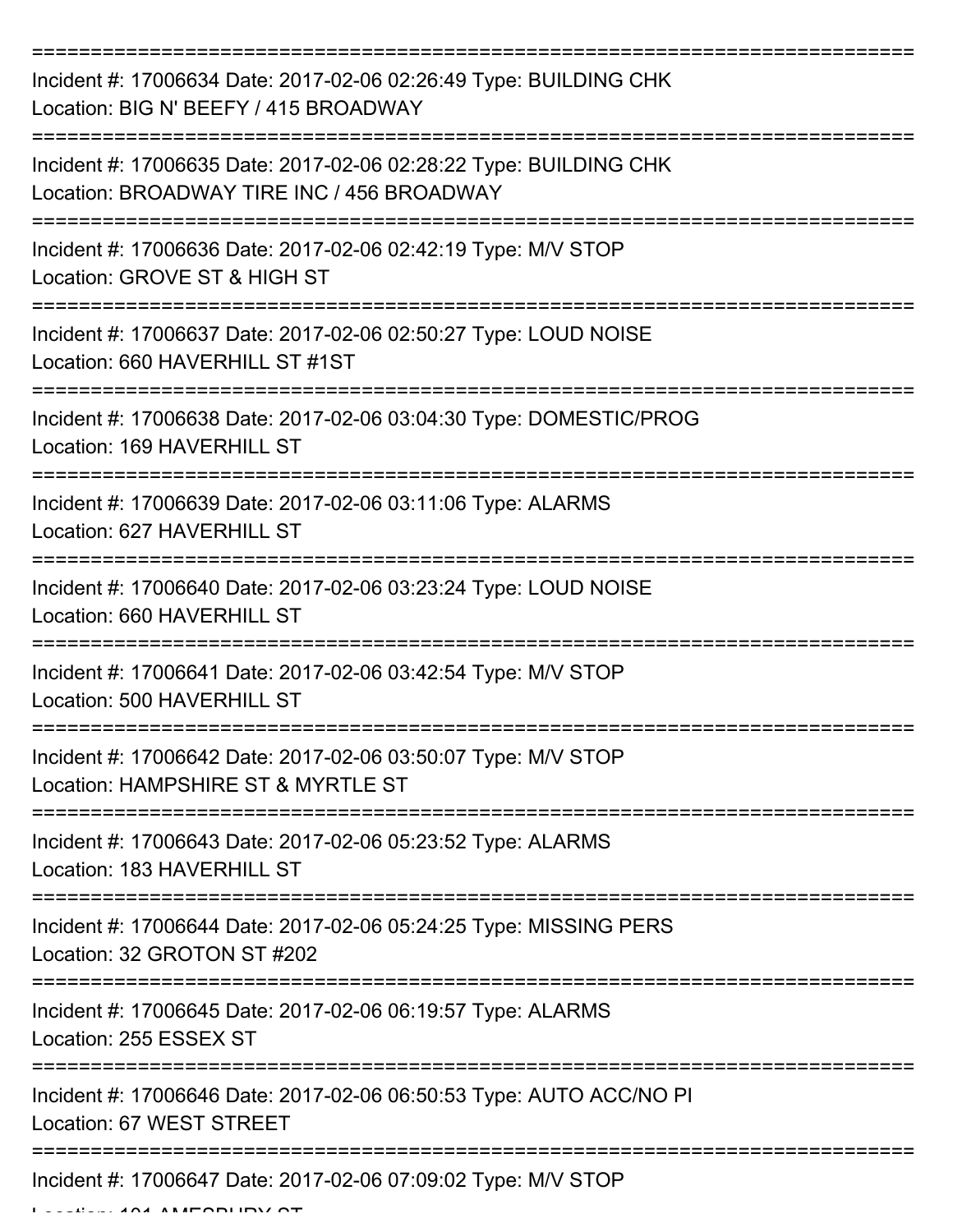===========================================================================

Incident #: 17006634 Date: 2017-02-06 02:26:49 Type: BUILDING CHK
Location: BIG N' BEEFY / 415 BROADWAY

===========================================================================

Incident #: 17006635 Date: 2017-02-06 02:28:22 Type: BUILDING CHK
Location: BROADWAY TIRE INC / 456 BROADWAY

===========================================================================

Incident #: 17006636 Date: 2017-02-06 02:42:19 Type: M/V STOP
Location: GROVE ST & HIGH ST

===========================================================================

Incident #: 17006637 Date: 2017-02-06 02:50:27 Type: LOUD NOISE
Location: 660 HAVERHILL ST #1ST

===========================================================================

Incident #: 17006638 Date: 2017-02-06 03:04:30 Type: DOMESTIC/PROG
Location: 169 HAVERHILL ST

===========================================================================

Incident #: 17006639 Date: 2017-02-06 03:11:06 Type: ALARMS
Location: 627 HAVERHILL ST

===========================================================================

Incident #: 17006640 Date: 2017-02-06 03:23:24 Type: LOUD NOISE
Location: 660 HAVERHILL ST

===========================================================================

Incident #: 17006641 Date: 2017-02-06 03:42:54 Type: M/V STOP
Location: 500 HAVERHILL ST

===========================================================================

Incident #: 17006642 Date: 2017-02-06 03:50:07 Type: M/V STOP
Location: HAMPSHIRE ST & MYRTLE ST

===========================================================================

Incident #: 17006643 Date: 2017-02-06 05:23:52 Type: ALARMS
Location: 183 HAVERHILL ST

===========================================================================

Incident #: 17006644 Date: 2017-02-06 05:24:25 Type: MISSING PERS
Location: 32 GROTON ST #202

===========================================================================

Incident #: 17006645 Date: 2017-02-06 06:19:57 Type: ALARMS
Location: 255 ESSEX ST

===========================================================================

Incident #: 17006646 Date: 2017-02-06 06:50:53 Type: AUTO ACC/NO PI
Location: 67 WEST STREET

===========================================================================

Incident #: 17006647 Date: 2017-02-06 07:09:02 Type: M/V STOP
Location: 101 AMESBURY ST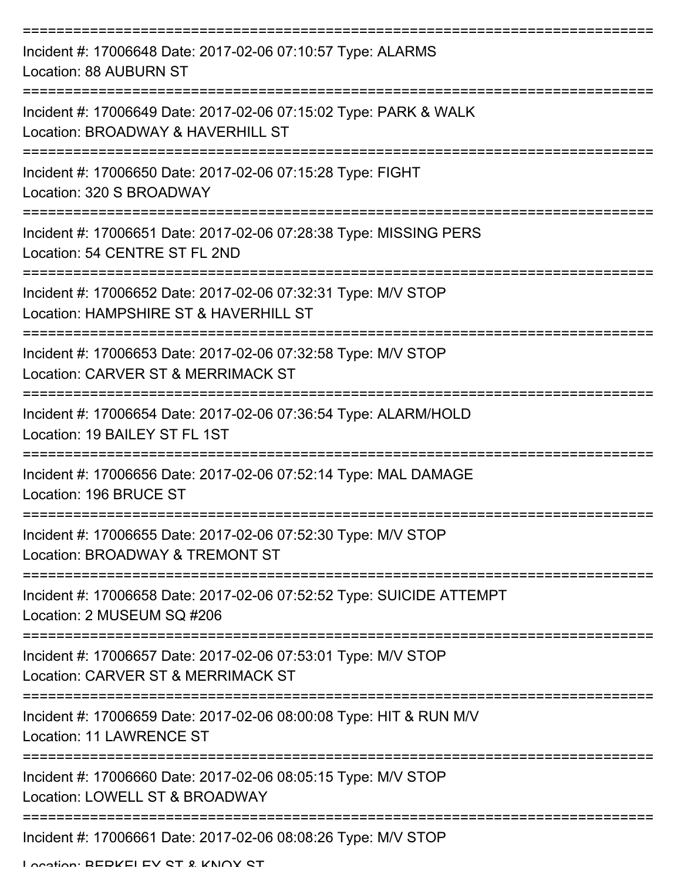Incident #: 17006648 Date: 2017-02-06 07:10:57 Type: ALARMS
Location: 88 AUBURN ST

Incident #: 17006649 Date: 2017-02-06 07:15:02 Type: PARK & WALK
Location: BROADWAY & HAVERHILL ST

Incident #: 17006650 Date: 2017-02-06 07:15:28 Type: FIGHT
Location: 320 S BROADWAY

Incident #: 17006651 Date: 2017-02-06 07:28:38 Type: MISSING PERS
Location: 54 CENTRE ST FL 2ND

Incident #: 17006652 Date: 2017-02-06 07:32:31 Type: M/V STOP
Location: HAMPSHIRE ST & HAVERHILL ST

Incident #: 17006653 Date: 2017-02-06 07:32:58 Type: M/V STOP
Location: CARVER ST & MERRIMACK ST

Incident #: 17006654 Date: 2017-02-06 07:36:54 Type: ALARM/HOLD
Location: 19 BAILEY ST FL 1ST

Incident #: 17006656 Date: 2017-02-06 07:52:14 Type: MAL DAMAGE
Location: 196 BRUCE ST

Incident #: 17006655 Date: 2017-02-06 07:52:30 Type: M/V STOP
Location: BROADWAY & TREMONT ST

Incident #: 17006658 Date: 2017-02-06 07:52:52 Type: SUICIDE ATTEMPT
Location: 2 MUSEUM SQ #206

Incident #: 17006657 Date: 2017-02-06 07:53:01 Type: M/V STOP
Location: CARVER ST & MERRIMACK ST

Incident #: 17006659 Date: 2017-02-06 08:00:08 Type: HIT & RUN M/V
Location: 11 LAWRENCE ST

Incident #: 17006660 Date: 2017-02-06 08:05:15 Type: M/V STOP
Location: LOWELL ST & BROADWAY

Incident #: 17006661 Date: 2017-02-06 08:08:26 Type: M/V STOP
Location: BERKELEY ST & KNOX ST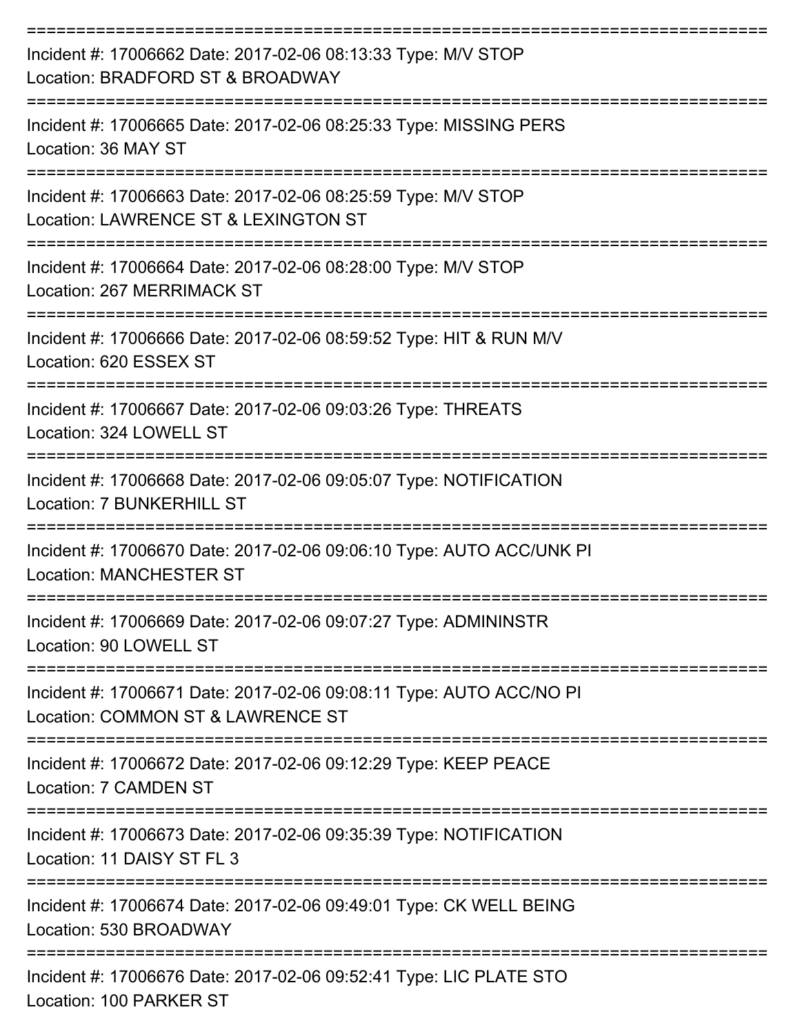===========================================================================
Incident #: 17006662 Date: 2017-02-06 08:13:33 Type: M/V STOP
Location: BRADFORD ST & BROADWAY
===========================================================================
Incident #: 17006665 Date: 2017-02-06 08:25:33 Type: MISSING PERS
Location: 36 MAY ST
===========================================================================
Incident #: 17006663 Date: 2017-02-06 08:25:59 Type: M/V STOP
Location: LAWRENCE ST & LEXINGTON ST
===========================================================================
Incident #: 17006664 Date: 2017-02-06 08:28:00 Type: M/V STOP
Location: 267 MERRIMACK ST
===========================================================================
Incident #: 17006666 Date: 2017-02-06 08:59:52 Type: HIT & RUN M/V
Location: 620 ESSEX ST
===========================================================================
Incident #: 17006667 Date: 2017-02-06 09:03:26 Type: THREATS
Location: 324 LOWELL ST
===========================================================================
Incident #: 17006668 Date: 2017-02-06 09:05:07 Type: NOTIFICATION
Location: 7 BUNKERHILL ST
===========================================================================
Incident #: 17006670 Date: 2017-02-06 09:06:10 Type: AUTO ACC/UNK PI
Location: MANCHESTER ST
===========================================================================
Incident #: 17006669 Date: 2017-02-06 09:07:27 Type: ADMININSTR
Location: 90 LOWELL ST
===========================================================================
Incident #: 17006671 Date: 2017-02-06 09:08:11 Type: AUTO ACC/NO PI
Location: COMMON ST & LAWRENCE ST
===========================================================================
Incident #: 17006672 Date: 2017-02-06 09:12:29 Type: KEEP PEACE
Location: 7 CAMDEN ST
===========================================================================
Incident #: 17006673 Date: 2017-02-06 09:35:39 Type: NOTIFICATION
Location: 11 DAISY ST FL 3
===========================================================================
Incident #: 17006674 Date: 2017-02-06 09:49:01 Type: CK WELL BEING
Location: 530 BROADWAY
===========================================================================
Incident #: 17006676 Date: 2017-02-06 09:52:41 Type: LIC PLATE STO
Location: 100 PARKER ST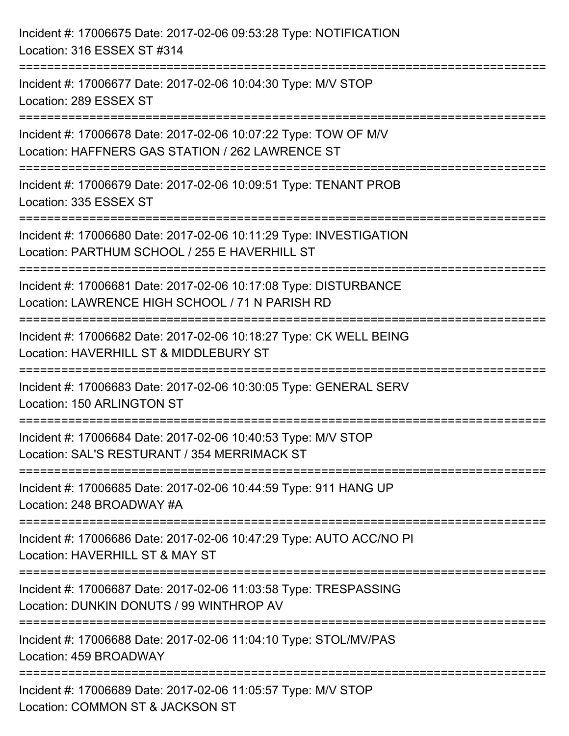Incident #: 17006675 Date: 2017-02-06 09:53:28 Type: NOTIFICATION
Location: 316 ESSEX ST #314

===========================================================================

Incident #: 17006677 Date: 2017-02-06 10:04:30 Type: M/V STOP
Location: 289 ESSEX ST

===========================================================================

Incident #: 17006678 Date: 2017-02-06 10:07:22 Type: TOW OF M/V
Location: HAFFNERS GAS STATION / 262 LAWRENCE ST

===========================================================================

Incident #: 17006679 Date: 2017-02-06 10:09:51 Type: TENANT PROB
Location: 335 ESSEX ST

===========================================================================

Incident #: 17006680 Date: 2017-02-06 10:11:29 Type: INVESTIGATION
Location: PARTHUM SCHOOL / 255 E HAVERHILL ST

===========================================================================

Incident #: 17006681 Date: 2017-02-06 10:17:08 Type: DISTURBANCE
Location: LAWRENCE HIGH SCHOOL / 71 N PARISH RD

===========================================================================

Incident #: 17006682 Date: 2017-02-06 10:18:27 Type: CK WELL BEING
Location: HAVERHILL ST & MIDDLEBURY ST

===========================================================================

Incident #: 17006683 Date: 2017-02-06 10:30:05 Type: GENERAL SERV
Location: 150 ARLINGTON ST

===========================================================================

Incident #: 17006684 Date: 2017-02-06 10:40:53 Type: M/V STOP
Location: SAL'S RESTURANT / 354 MERRIMACK ST

===========================================================================

Incident #: 17006685 Date: 2017-02-06 10:44:59 Type: 911 HANG UP
Location: 248 BROADWAY #A

===========================================================================

Incident #: 17006686 Date: 2017-02-06 10:47:29 Type: AUTO ACC/NO PI
Location: HAVERHILL ST & MAY ST

===========================================================================

Incident #: 17006687 Date: 2017-02-06 11:03:58 Type: TRESPASSING
Location: DUNKIN DONUTS / 99 WINTHROP AV

===========================================================================

Incident #: 17006688 Date: 2017-02-06 11:04:10 Type: STOL/MV/PAS
Location: 459 BROADWAY

===========================================================================

Incident #: 17006689 Date: 2017-02-06 11:05:57 Type: M/V STOP
Location: COMMON ST & JACKSON ST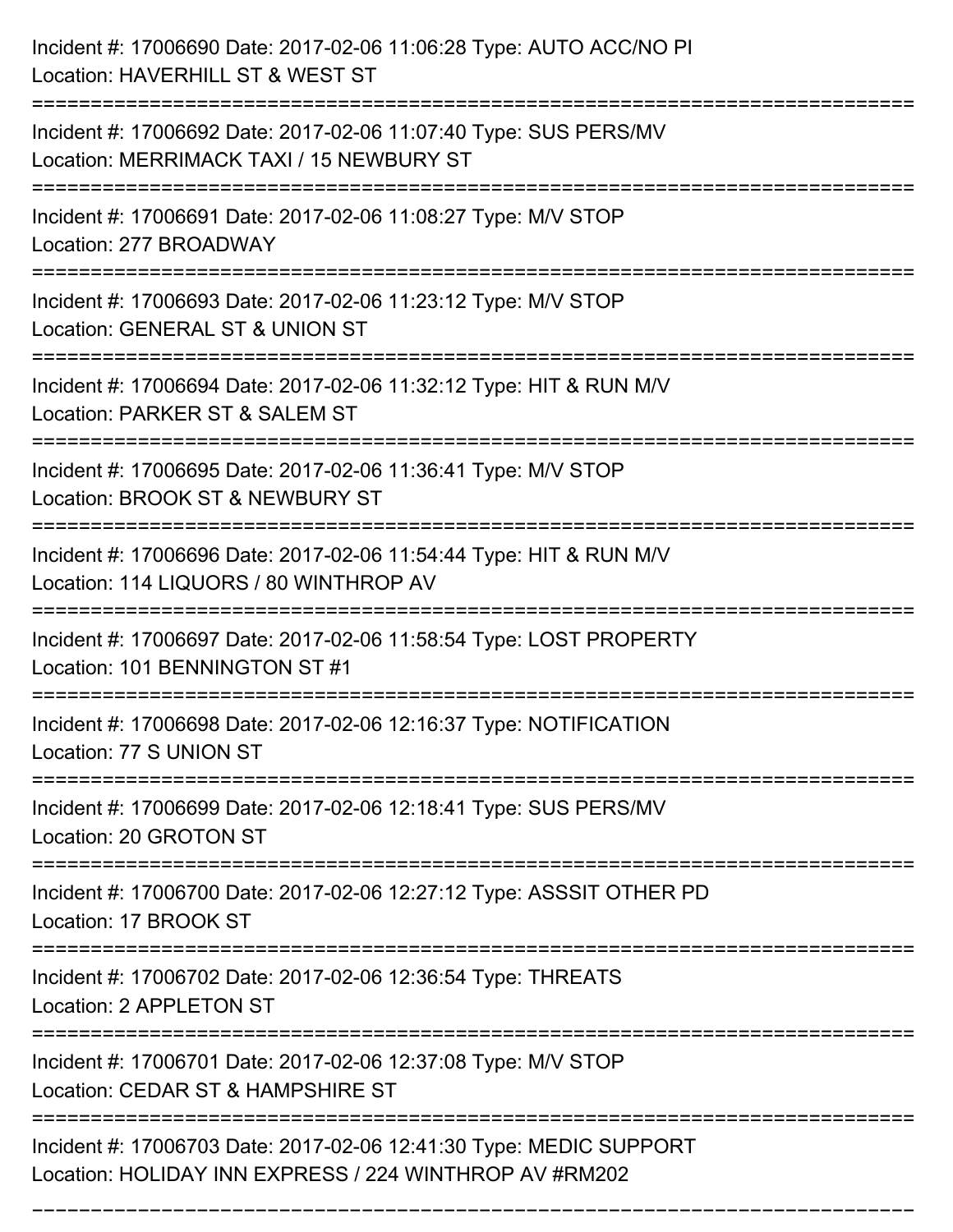Incident #: 17006690 Date: 2017-02-06 11:06:28 Type: AUTO ACC/NO PI
Location: HAVERHILL ST & WEST ST

===========================================================================

Incident #: 17006692 Date: 2017-02-06 11:07:40 Type: SUS PERS/MV
Location: MERRIMACK TAXI / 15 NEWBURY ST

===========================================================================

Incident #: 17006691 Date: 2017-02-06 11:08:27 Type: M/V STOP
Location: 277 BROADWAY

===========================================================================

Incident #: 17006693 Date: 2017-02-06 11:23:12 Type: M/V STOP
Location: GENERAL ST & UNION ST

===========================================================================

Incident #: 17006694 Date: 2017-02-06 11:32:12 Type: HIT & RUN M/V
Location: PARKER ST & SALEM ST

===========================================================================

Incident #: 17006695 Date: 2017-02-06 11:36:41 Type: M/V STOP
Location: BROOK ST & NEWBURY ST

===========================================================================

Incident #: 17006696 Date: 2017-02-06 11:54:44 Type: HIT & RUN M/V
Location: 114 LIQUORS / 80 WINTHROP AV

===========================================================================

Incident #: 17006697 Date: 2017-02-06 11:58:54 Type: LOST PROPERTY
Location: 101 BENNINGTON ST #1

===========================================================================

Incident #: 17006698 Date: 2017-02-06 12:16:37 Type: NOTIFICATION
Location: 77 S UNION ST

===========================================================================

Incident #: 17006699 Date: 2017-02-06 12:18:41 Type: SUS PERS/MV
Location: 20 GROTON ST

===========================================================================

Incident #: 17006700 Date: 2017-02-06 12:27:12 Type: ASSSIT OTHER PD
Location: 17 BROOK ST

===========================================================================

Incident #: 17006702 Date: 2017-02-06 12:36:54 Type: THREATS
Location: 2 APPLETON ST

===========================================================================

Incident #: 17006701 Date: 2017-02-06 12:37:08 Type: M/V STOP
Location: CEDAR ST & HAMPSHIRE ST

===========================================================================

Incident #: 17006703 Date: 2017-02-06 12:41:30 Type: MEDIC SUPPORT
Location: HOLIDAY INN EXPRESS / 224 WINTHROP AV #RM202

===========================================================================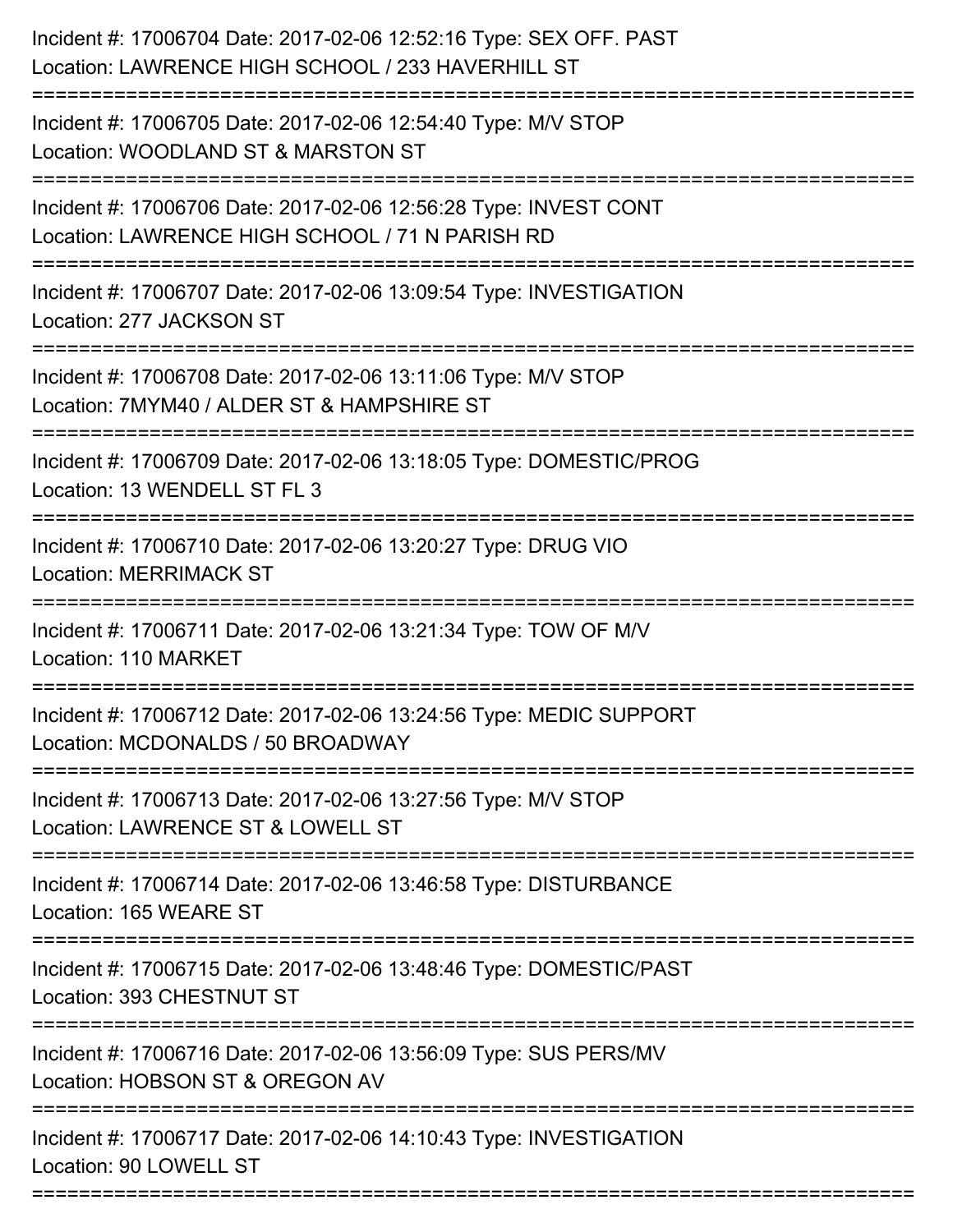Incident #: 17006704 Date: 2017-02-06 12:52:16 Type: SEX OFF. PAST
Location: LAWRENCE HIGH SCHOOL / 233 HAVERHILL ST

===========================================================================

Incident #: 17006705 Date: 2017-02-06 12:54:40 Type: M/V STOP
Location: WOODLAND ST & MARSTON ST

===========================================================================

Incident #: 17006706 Date: 2017-02-06 12:56:28 Type: INVEST CONT
Location: LAWRENCE HIGH SCHOOL / 71 N PARISH RD

===========================================================================

Incident #: 17006707 Date: 2017-02-06 13:09:54 Type: INVESTIGATION
Location: 277 JACKSON ST

===========================================================================

Incident #: 17006708 Date: 2017-02-06 13:11:06 Type: M/V STOP
Location: 7MYM40 / ALDER ST & HAMPSHIRE ST

===========================================================================

Incident #: 17006709 Date: 2017-02-06 13:18:05 Type: DOMESTIC/PROG
Location: 13 WENDELL ST FL 3

===========================================================================

Incident #: 17006710 Date: 2017-02-06 13:20:27 Type: DRUG VIO
Location: MERRIMACK ST

===========================================================================

Incident #: 17006711 Date: 2017-02-06 13:21:34 Type: TOW OF M/V
Location: 110 MARKET

===========================================================================

Incident #: 17006712 Date: 2017-02-06 13:24:56 Type: MEDIC SUPPORT
Location: MCDONALDS / 50 BROADWAY

===========================================================================

Incident #: 17006713 Date: 2017-02-06 13:27:56 Type: M/V STOP
Location: LAWRENCE ST & LOWELL ST

===========================================================================

Incident #: 17006714 Date: 2017-02-06 13:46:58 Type: DISTURBANCE
Location: 165 WEARE ST

===========================================================================

Incident #: 17006715 Date: 2017-02-06 13:48:46 Type: DOMESTIC/PAST
Location: 393 CHESTNUT ST

===========================================================================

Incident #: 17006716 Date: 2017-02-06 13:56:09 Type: SUS PERS/MV
Location: HOBSON ST & OREGON AV

===========================================================================

Incident #: 17006717 Date: 2017-02-06 14:10:43 Type: INVESTIGATION
Location: 90 LOWELL ST

===========================================================================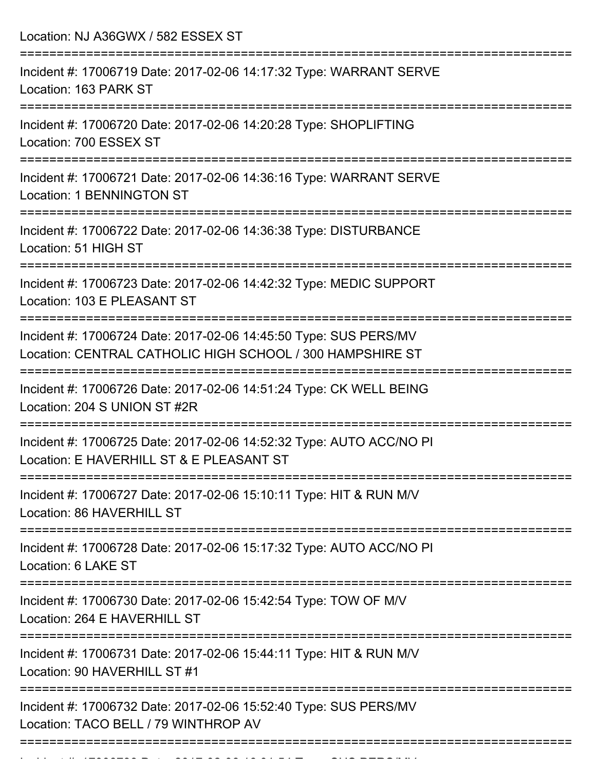Location: NJ A36GWX / 582 ESSEX ST

===========================================================================

Incident #: 17006719 Date: 2017-02-06 14:17:32 Type: WARRANT SERVE
Location: 163 PARK ST

===========================================================================

Incident #: 17006720 Date: 2017-02-06 14:20:28 Type: SHOPLIFTING
Location: 700 ESSEX ST

===========================================================================

Incident #: 17006721 Date: 2017-02-06 14:36:16 Type: WARRANT SERVE
Location: 1 BENNINGTON ST

===========================================================================

Incident #: 17006722 Date: 2017-02-06 14:36:38 Type: DISTURBANCE
Location: 51 HIGH ST

===========================================================================

Incident #: 17006723 Date: 2017-02-06 14:42:32 Type: MEDIC SUPPORT
Location: 103 E PLEASANT ST

===========================================================================

Incident #: 17006724 Date: 2017-02-06 14:45:50 Type: SUS PERS/MV
Location: CENTRAL CATHOLIC HIGH SCHOOL / 300 HAMPSHIRE ST

===========================================================================

Incident #: 17006726 Date: 2017-02-06 14:51:24 Type: CK WELL BEING
Location: 204 S UNION ST #2R

===========================================================================

Incident #: 17006725 Date: 2017-02-06 14:52:32 Type: AUTO ACC/NO PI
Location: E HAVERHILL ST & E PLEASANT ST

===========================================================================

Incident #: 17006727 Date: 2017-02-06 15:10:11 Type: HIT & RUN M/V
Location: 86 HAVERHILL ST

===========================================================================

Incident #: 17006728 Date: 2017-02-06 15:17:32 Type: AUTO ACC/NO PI
Location: 6 LAKE ST

===========================================================================

Incident #: 17006730 Date: 2017-02-06 15:42:54 Type: TOW OF M/V
Location: 264 E HAVERHILL ST

===========================================================================

Incident #: 17006731 Date: 2017-02-06 15:44:11 Type: HIT & RUN M/V
Location: 90 HAVERHILL ST #1

===========================================================================

Incident #: 17006732 Date: 2017-02-06 15:52:40 Type: SUS PERS/MV
Location: TACO BELL / 79 WINTHROP AV

===========================================================================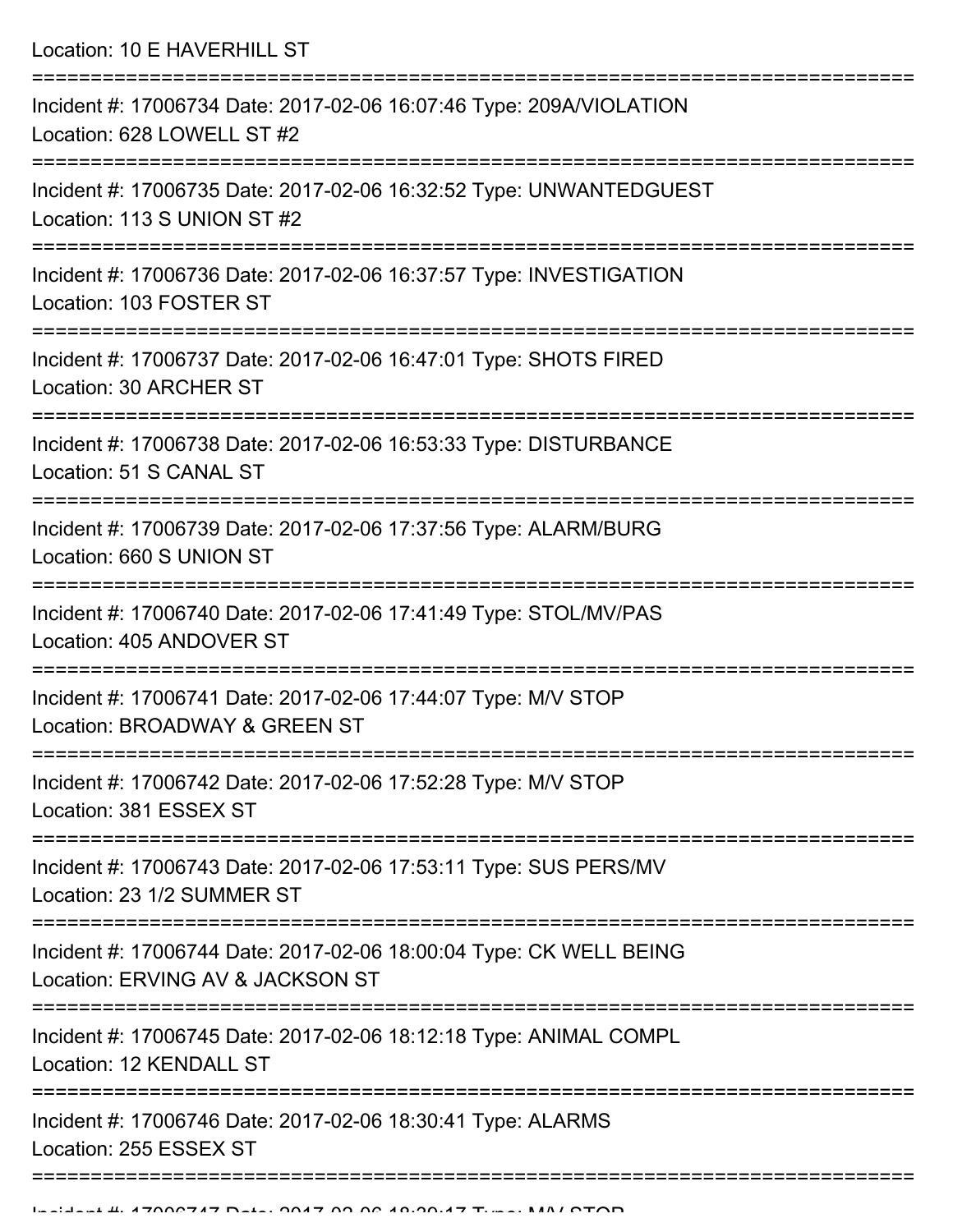Location: 10 E HAVERHILL ST

===========================================================================

Incident #: 17006734 Date: 2017-02-06 16:07:46 Type: 209A/VIOLATION
Location: 628 LOWELL ST #2

===========================================================================

Incident #: 17006735 Date: 2017-02-06 16:32:52 Type: UNWANTEDGUEST
Location: 113 S UNION ST #2

===========================================================================

Incident #: 17006736 Date: 2017-02-06 16:37:57 Type: INVESTIGATION
Location: 103 FOSTER ST

===========================================================================

Incident #: 17006737 Date: 2017-02-06 16:47:01 Type: SHOTS FIRED
Location: 30 ARCHER ST

===========================================================================

Incident #: 17006738 Date: 2017-02-06 16:53:33 Type: DISTURBANCE
Location: 51 S CANAL ST

===========================================================================

Incident #: 17006739 Date: 2017-02-06 17:37:56 Type: ALARM/BURG
Location: 660 S UNION ST

===========================================================================

Incident #: 17006740 Date: 2017-02-06 17:41:49 Type: STOL/MV/PAS
Location: 405 ANDOVER ST

===========================================================================

Incident #: 17006741 Date: 2017-02-06 17:44:07 Type: M/V STOP
Location: BROADWAY & GREEN ST

===========================================================================

Incident #: 17006742 Date: 2017-02-06 17:52:28 Type: M/V STOP
Location: 381 ESSEX ST

===========================================================================

Incident #: 17006743 Date: 2017-02-06 17:53:11 Type: SUS PERS/MV
Location: 23 1/2 SUMMER ST

===========================================================================

Incident #: 17006744 Date: 2017-02-06 18:00:04 Type: CK WELL BEING
Location: ERVING AV & JACKSON ST

===========================================================================

Incident #: 17006745 Date: 2017-02-06 18:12:18 Type: ANIMAL COMPL
Location: 12 KENDALL ST

===========================================================================

Incident #: 17006746 Date: 2017-02-06 18:30:41 Type: ALARMS
Location: 255 ESSEX ST

===========================================================================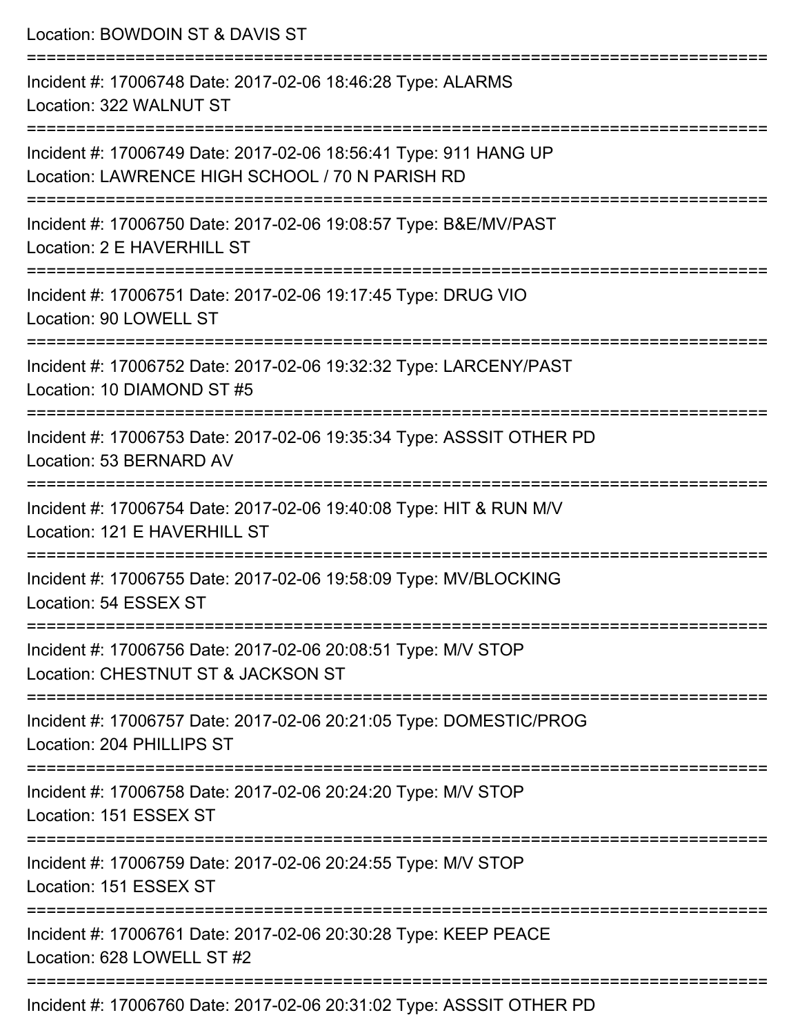Location: BOWDOIN ST & DAVIS ST

===========================================================================

Incident #: 17006748 Date: 2017-02-06 18:46:28 Type: ALARMS
Location: 322 WALNUT ST

===========================================================================

Incident #: 17006749 Date: 2017-02-06 18:56:41 Type: 911 HANG UP
Location: LAWRENCE HIGH SCHOOL / 70 N PARISH RD

===========================================================================

Incident #: 17006750 Date: 2017-02-06 19:08:57 Type: B&E/MV/PAST
Location: 2 E HAVERHILL ST

===========================================================================

Incident #: 17006751 Date: 2017-02-06 19:17:45 Type: DRUG VIO
Location: 90 LOWELL ST

===========================================================================

Incident #: 17006752 Date: 2017-02-06 19:32:32 Type: LARCENY/PAST
Location: 10 DIAMOND ST #5

===========================================================================

Incident #: 17006753 Date: 2017-02-06 19:35:34 Type: ASSSIT OTHER PD
Location: 53 BERNARD AV

===========================================================================

Incident #: 17006754 Date: 2017-02-06 19:40:08 Type: HIT & RUN M/V
Location: 121 E HAVERHILL ST

===========================================================================

Incident #: 17006755 Date: 2017-02-06 19:58:09 Type: MV/BLOCKING
Location: 54 ESSEX ST

===========================================================================

Incident #: 17006756 Date: 2017-02-06 20:08:51 Type: M/V STOP
Location: CHESTNUT ST & JACKSON ST

===========================================================================

Incident #: 17006757 Date: 2017-02-06 20:21:05 Type: DOMESTIC/PROG
Location: 204 PHILLIPS ST

===========================================================================

Incident #: 17006758 Date: 2017-02-06 20:24:20 Type: M/V STOP
Location: 151 ESSEX ST

===========================================================================

Incident #: 17006759 Date: 2017-02-06 20:24:55 Type: M/V STOP
Location: 151 ESSEX ST

===========================================================================

Incident #: 17006761 Date: 2017-02-06 20:30:28 Type: KEEP PEACE
Location: 628 LOWELL ST #2

===========================================================================

Incident #: 17006760 Date: 2017-02-06 20:31:02 Type: ASSSIT OTHER PD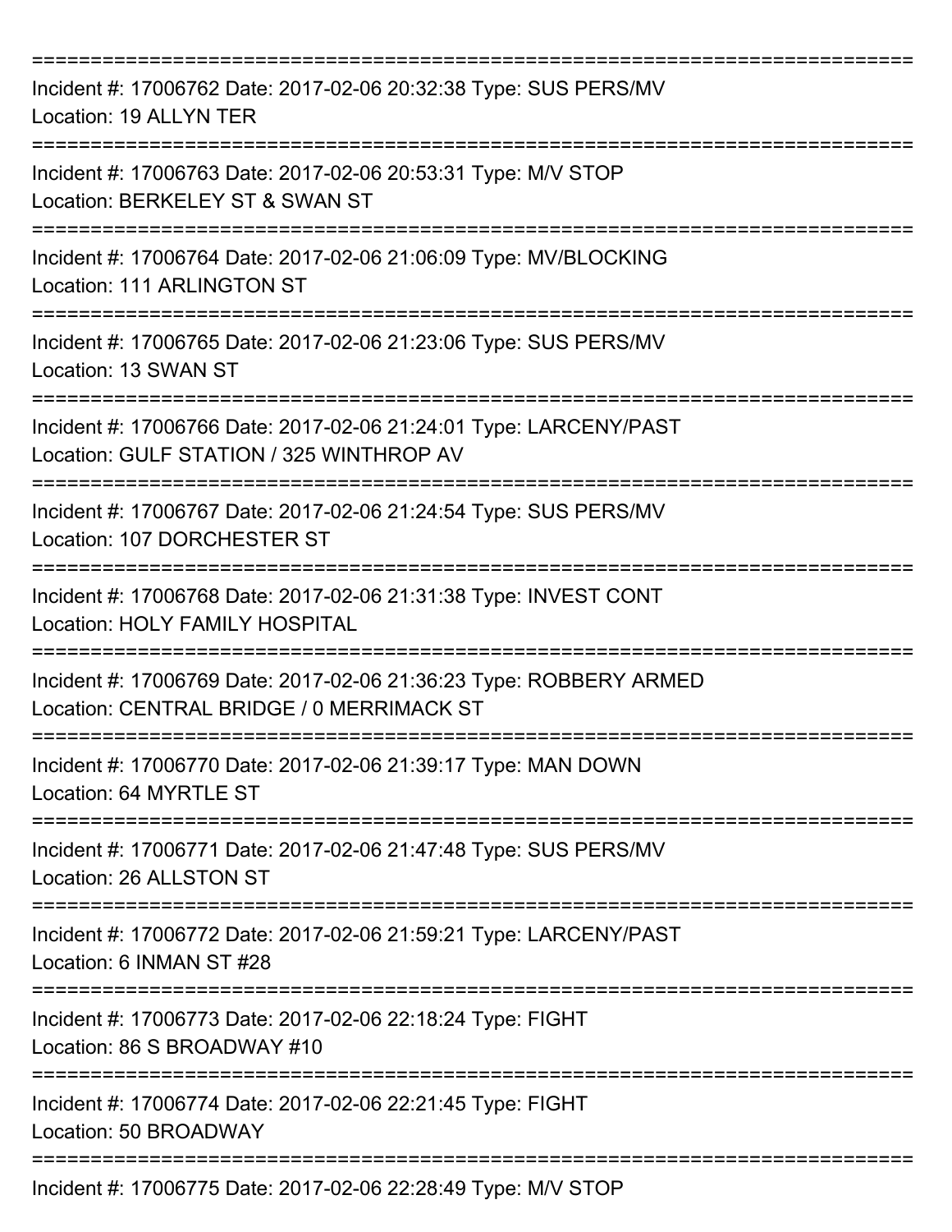===========================================================================

Incident #: 17006762 Date: 2017-02-06 20:32:38 Type: SUS PERS/MV
Location: 19 ALLYN TER

===========================================================================

Incident #: 17006763 Date: 2017-02-06 20:53:31 Type: M/V STOP
Location: BERKELEY ST & SWAN ST

===========================================================================

Incident #: 17006764 Date: 2017-02-06 21:06:09 Type: MV/BLOCKING
Location: 111 ARLINGTON ST

===========================================================================

Incident #: 17006765 Date: 2017-02-06 21:23:06 Type: SUS PERS/MV
Location: 13 SWAN ST

===========================================================================

Incident #: 17006766 Date: 2017-02-06 21:24:01 Type: LARCENY/PAST
Location: GULF STATION / 325 WINTHROP AV

===========================================================================

Incident #: 17006767 Date: 2017-02-06 21:24:54 Type: SUS PERS/MV
Location: 107 DORCHESTER ST

===========================================================================

Incident #: 17006768 Date: 2017-02-06 21:31:38 Type: INVEST CONT
Location: HOLY FAMILY HOSPITAL

===========================================================================

Incident #: 17006769 Date: 2017-02-06 21:36:23 Type: ROBBERY ARMED
Location: CENTRAL BRIDGE / 0 MERRIMACK ST

===========================================================================

Incident #: 17006770 Date: 2017-02-06 21:39:17 Type: MAN DOWN
Location: 64 MYRTLE ST

===========================================================================

Incident #: 17006771 Date: 2017-02-06 21:47:48 Type: SUS PERS/MV
Location: 26 ALLSTON ST

===========================================================================

Incident #: 17006772 Date: 2017-02-06 21:59:21 Type: LARCENY/PAST
Location: 6 INMAN ST #28

===========================================================================

Incident #: 17006773 Date: 2017-02-06 22:18:24 Type: FIGHT
Location: 86 S BROADWAY #10

===========================================================================

Incident #: 17006774 Date: 2017-02-06 22:21:45 Type: FIGHT
Location: 50 BROADWAY

===========================================================================

Incident #: 17006775 Date: 2017-02-06 22:28:49 Type: M/V STOP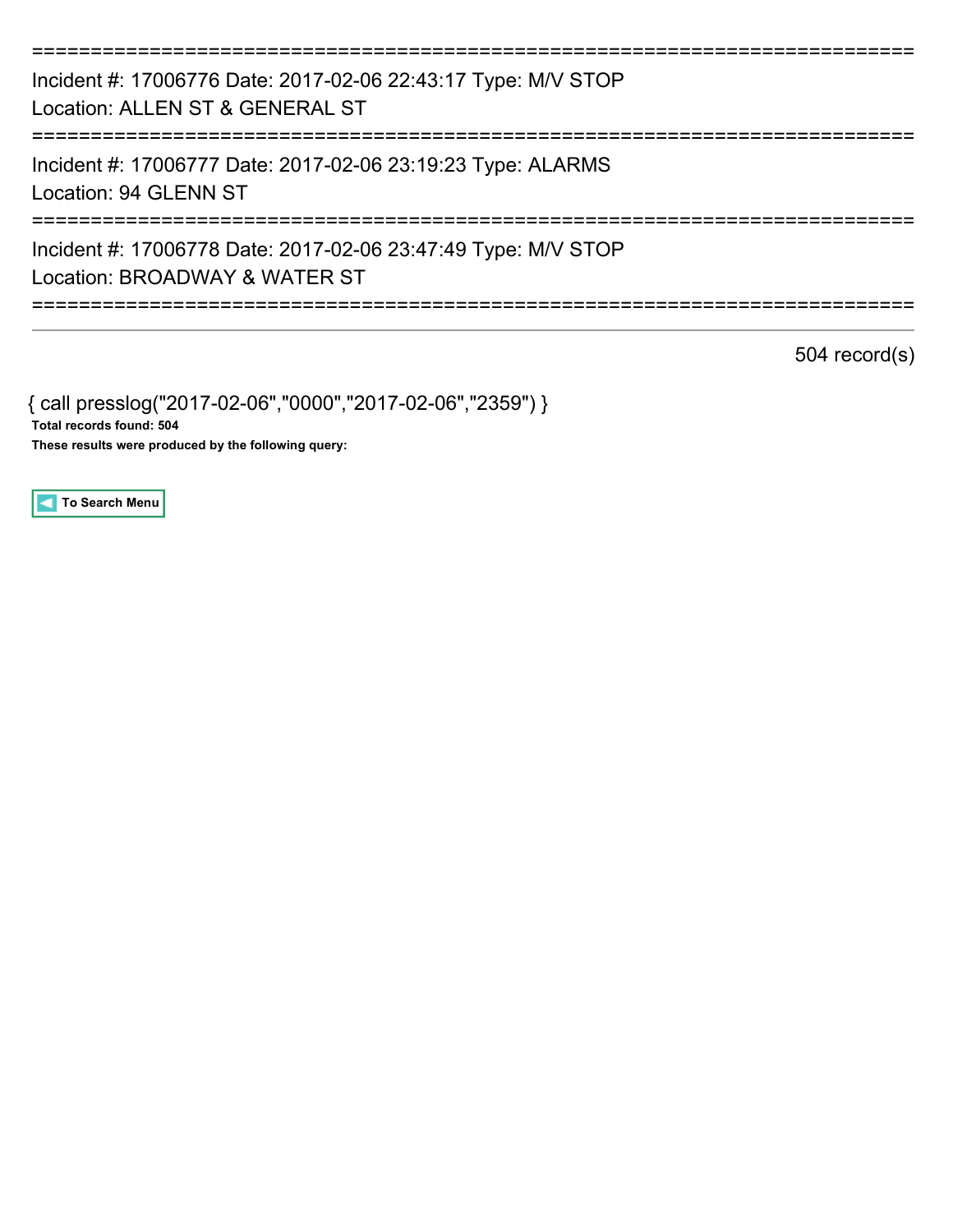===========================================================================

Incident #: 17006776 Date: 2017-02-06 22:43:17 Type: M/V STOP

Location: ALLEN ST & GENERAL ST

===========================================================================

Incident #: 17006777 Date: 2017-02-06 23:19:23 Type: ALARMS

Location: 94 GLENN ST

===========================================================================

Incident #: 17006778 Date: 2017-02-06 23:47:49 Type: M/V STOP

Location: BROADWAY & WATER ST

===========================================================================

---

504 record(s)

{ call presslog("2017-02-06","0000","2017-02-06","2359") }

**Total records found: 504**

**These results were produced by the following query:**

**To Search Menu**